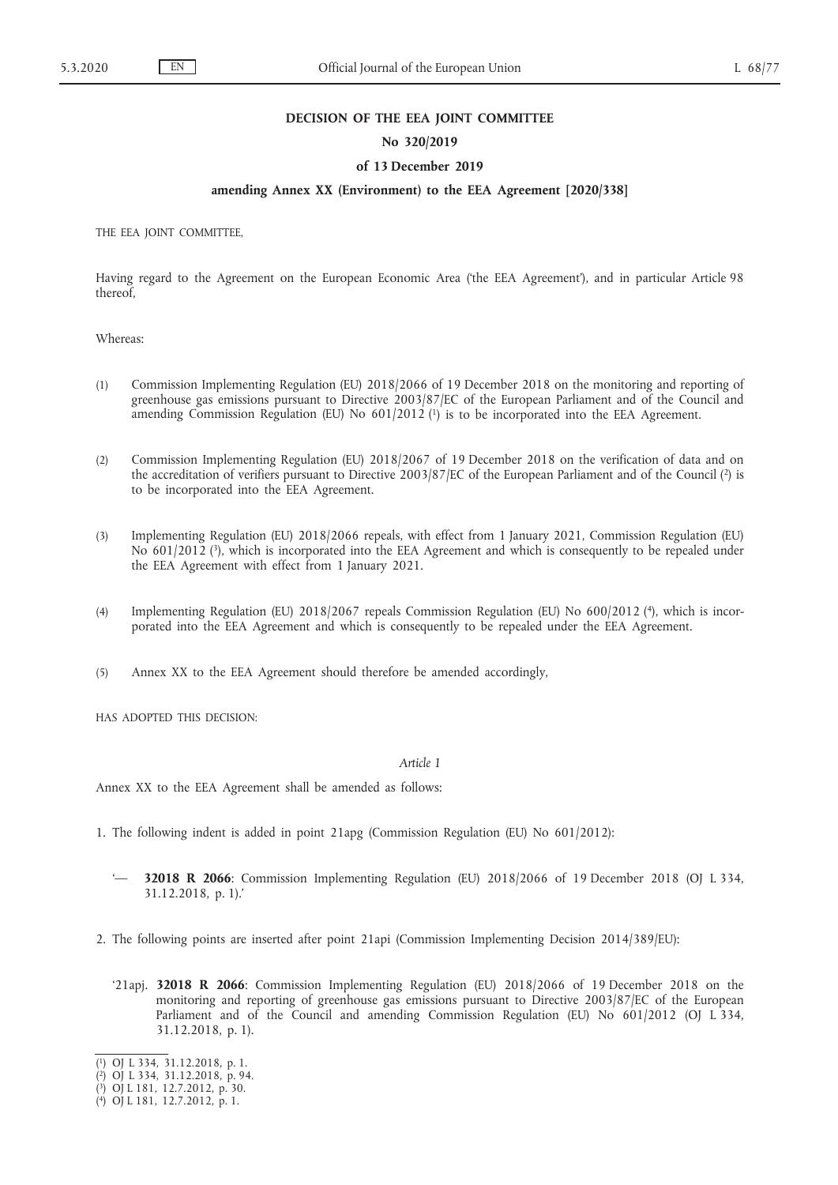**DECISION OF THE EEA JOINT COMMITTEE**

**No 320/2019**

**of 13 December 2019**

**amending Annex XX (Environment) to the EEA Agreement [2020/338]**

THE EEA JOINT COMMITTEE,

Having regard to the Agreement on the European Economic Area ('the EEA Agreement'), and in particular Article 98 thereof,

Whereas:

(1) Commission Implementing Regulation (EU) 2018/2066 of 19 December 2018 on the monitoring and reporting of greenhouse gas emissions pursuant to Directive 2003/87/EC of the European Parliament and of the Council and amending Commission Regulation (EU) No 601/2012 [1] is to be incorporated into the EEA Agreement.

(2) Commission Implementing Regulation (EU) 2018/2067 of 19 December 2018 on the verification of data and on the accreditation of verifiers pursuant to Directive 2003/87/EC of the European Parliament and of the Council [2] is to be incorporated into the EEA Agreement.

(3) Implementing Regulation (EU) 2018/2066 repeals, with effect from 1 January 2021, Commission Regulation (EU) No 601/2012 [3], which is incorporated into the EEA Agreement and which is consequently to be repealed under the EEA Agreement with effect from 1 January 2021.

(4) Implementing Regulation (EU) 2018/2067 repeals Commission Regulation (EU) No 600/2012 [4], which is incorporated into the EEA Agreement and which is consequently to be repealed under the EEA Agreement.

(5) Annex XX to the EEA Agreement should therefore be amended accordingly,

HAS ADOPTED THIS DECISION:

*Article 1*

Annex XX to the EEA Agreement shall be amended as follows:

1. The following indent is added in point 21apg (Commission Regulation (EU) No 601/2012):

   '— **32018 R 2066**: Commission Implementing Regulation (EU) 2018/2066 of 19 December 2018 (OJ L 334, 31.12.2018, p. 1).'

2. The following points are inserted after point 21api (Commission Implementing Decision 2014/389/EU):

   '21apj. **32018 R 2066**: Commission Implementing Regulation (EU) 2018/2066 of 19 December 2018 on the monitoring and reporting of greenhouse gas emissions pursuant to Directive 2003/87/EC of the European Parliament and of the Council and amending Commission Regulation (EU) No 601/2012 (OJ L 334, 31.12.2018, p. 1).

---

[1] OJ L 334, 31.12.2018, p. 1.

[2] OJ L 334, 31.12.2018, p. 94.

[3] OJ L 181, 12.7.2012, p. 30.

[4] OJ L 181, 12.7.2012, p. 1.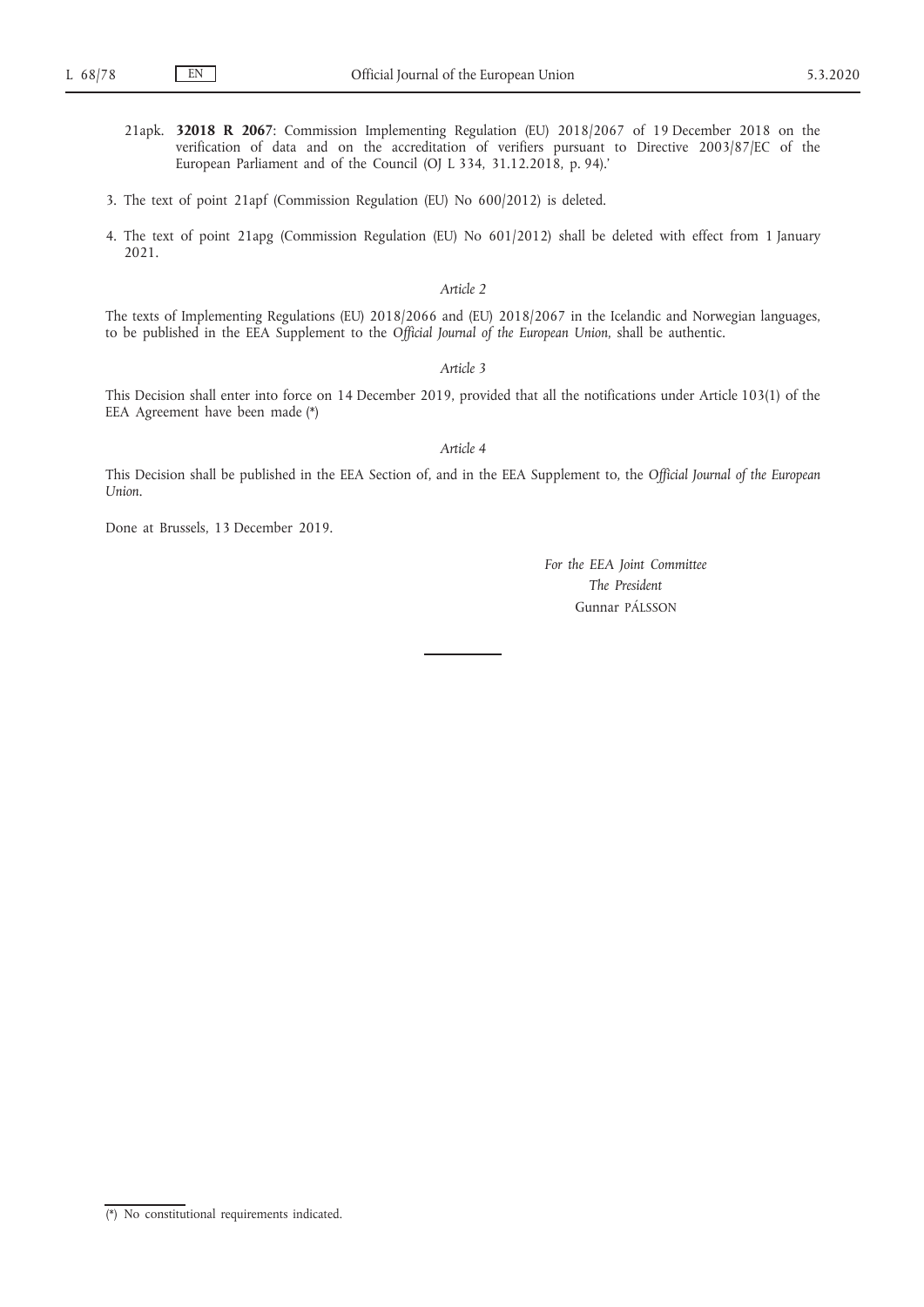21apk. **32018 R 2067**: Commission Implementing Regulation (EU) 2018/2067 of 19 December 2018 on the verification of data and on the accreditation of verifiers pursuant to Directive 2003/87/EC of the European Parliament and of the Council (OJ L 334, 31.12.2018, p. 94).'

3. The text of point 21apf (Commission Regulation (EU) No 600/2012) is deleted.

4. The text of point 21apg (Commission Regulation (EU) No 601/2012) shall be deleted with effect from 1 January 2021.

*Article 2*

The texts of Implementing Regulations (EU) 2018/2066 and (EU) 2018/2067 in the Icelandic and Norwegian languages, to be published in the EEA Supplement to the *Official Journal of the European Union*, shall be authentic.

*Article 3*

This Decision shall enter into force on 14 December 2019, provided that all the notifications under Article 103(1) of the EEA Agreement have been made (*)

*Article 4*

This Decision shall be published in the EEA Section of, and in the EEA Supplement to, the *Official Journal of the European Union*.

Done at Brussels, 13 December 2019.

*For the EEA Joint Committee*
*The President*
Gunnar PÁLSSON

(*) No constitutional requirements indicated.